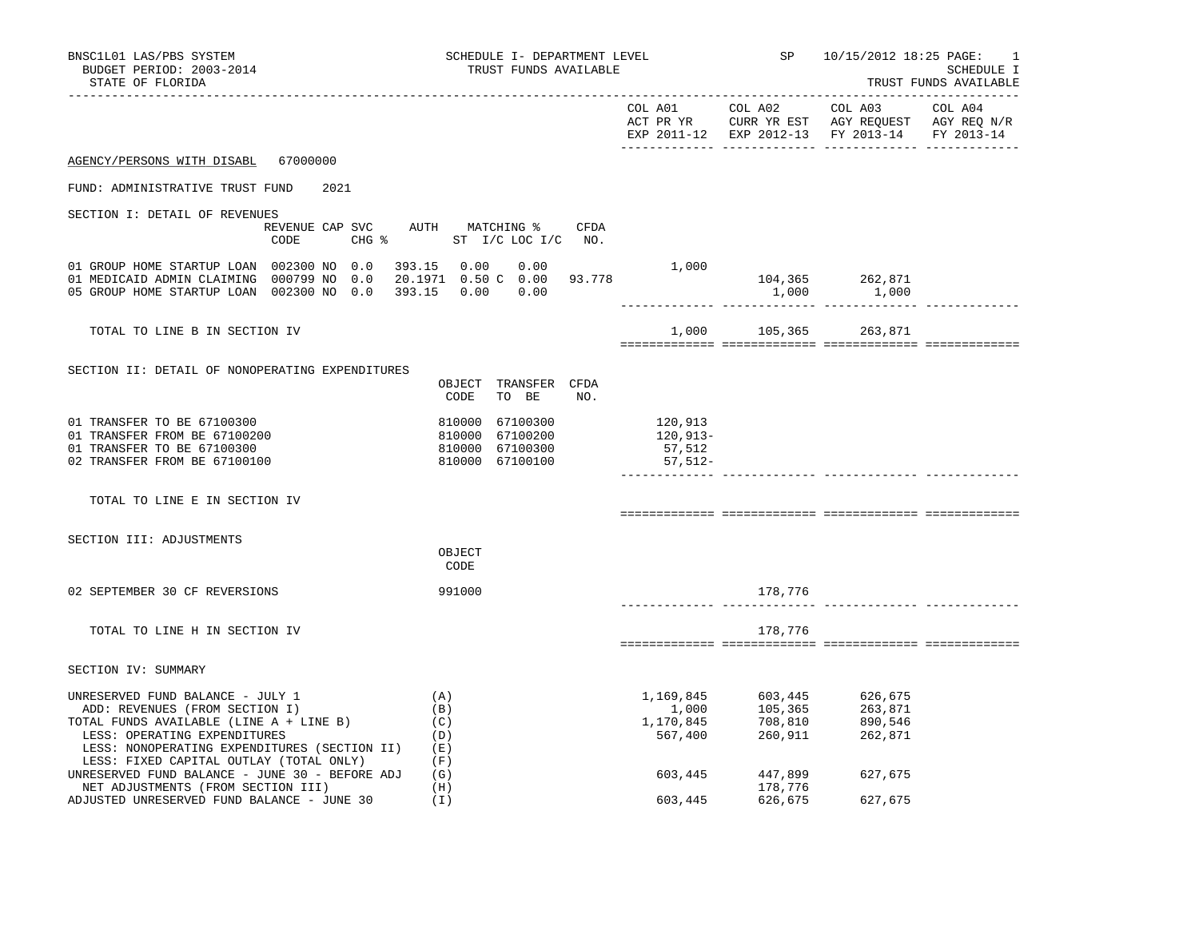BNSC1L01 LAS/PBS SYSTEM
BUDGET PERIOD: 2003-2014
STATE OF FLORIDA

SCHEDULE I- DEPARTMENT LEVEL
TRUST FUNDS AVAILABLE

SP 10/15/2012 18:25 PAGE: 1
SCHEDULE I
TRUST FUNDS AVAILABLE

| | COL A01 ACT PR YR EXP 2011-12 | COL A02 CURR YR EST EXP 2012-13 | COL A03 AGY REQUEST FY 2013-14 | COL A04 AGY REQ N/R FY 2013-14 |
|---|---|---|---|---|

AGENCY/PERSONS WITH DISABL 67000000

FUND: ADMINISTRATIVE TRUST FUND 2021

SECTION I: DETAIL OF REVENUES

| | REVENUE CODE | CAP SVC CHG % | AUTH ST | MATCHING % I/C | LOC I/C | CFDA NO. | COL A01 | COL A02 | COL A03 | COL A04 |
|---|---|---|---|---|---|---|---|---|---|---|
| 01 GROUP HOME STARTUP LOAN | 002300 NO | 0.0 | 393.15 | 0.00 | 0.00 | | 1,000 | | | |
| 01 MEDICAID ADMIN CLAIMING | 000799 NO | 0.0 | 20.1971 | 0.50 C | 0.00 | 93.778 | | 104,365 | 262,871 | |
| 05 GROUP HOME STARTUP LOAN | 002300 NO | 0.0 | 393.15 | 0.00 | 0.00 | | | 1,000 | 1,000 | |
| TOTAL TO LINE B IN SECTION IV | | | | | | | 1,000 | 105,365 | 263,871 | |

SECTION II: DETAIL OF NONOPERATING EXPENDITURES

| | OBJECT CODE | TRANSFER TO BE | CFDA NO. | COL A01 | COL A02 | COL A03 | COL A04 |
|---|---|---|---|---|---|---|---|
| 01 TRANSFER TO BE 67100300 | 810000 | 67100300 | | 120,913 | | | |
| 01 TRANSFER FROM BE 67100200 | 810000 | 67100200 | | 120,913- | | | |
| 01 TRANSFER TO BE 67100300 | 810000 | 67100300 | | 57,512 | | | |
| 02 TRANSFER FROM BE 67100100 | 810000 | 67100100 | | 57,512- | | | |
| TOTAL TO LINE E IN SECTION IV | | | | | | | |

SECTION III: ADJUSTMENTS

| | OBJECT CODE | COL A01 | COL A02 | COL A03 | COL A04 |
|---|---|---|---|---|---|
| 02 SEPTEMBER 30 CF REVERSIONS | 991000 | | 178,776 | | |
| TOTAL TO LINE H IN SECTION IV | | | 178,776 | | |

SECTION IV: SUMMARY

| | | COL A01 | COL A02 | COL A03 | COL A04 |
|---|---|---|---|---|---|
| UNRESERVED FUND BALANCE - JULY 1 | (A) | 1,169,845 | 603,445 | 626,675 | |
| ADD: REVENUES (FROM SECTION I) | (B) | 1,000 | 105,365 | 263,871 | |
| TOTAL FUNDS AVAILABLE (LINE A + LINE B) | (C) | 1,170,845 | 708,810 | 890,546 | |
| LESS: OPERATING EXPENDITURES | (D) | 567,400 | 260,911 | 262,871 | |
| LESS: NONOPERATING EXPENDITURES (SECTION II) | (E) | | | | |
| LESS: FIXED CAPITAL OUTLAY (TOTAL ONLY) | (F) | | | | |
| UNRESERVED FUND BALANCE - JUNE 30 - BEFORE ADJ | (G) | 603,445 | 447,899 | 627,675 | |
| NET ADJUSTMENTS (FROM SECTION III) | (H) | | 178,776 | | |
| ADJUSTED UNRESERVED FUND BALANCE - JUNE 30 | (I) | 603,445 | 626,675 | 627,675 | |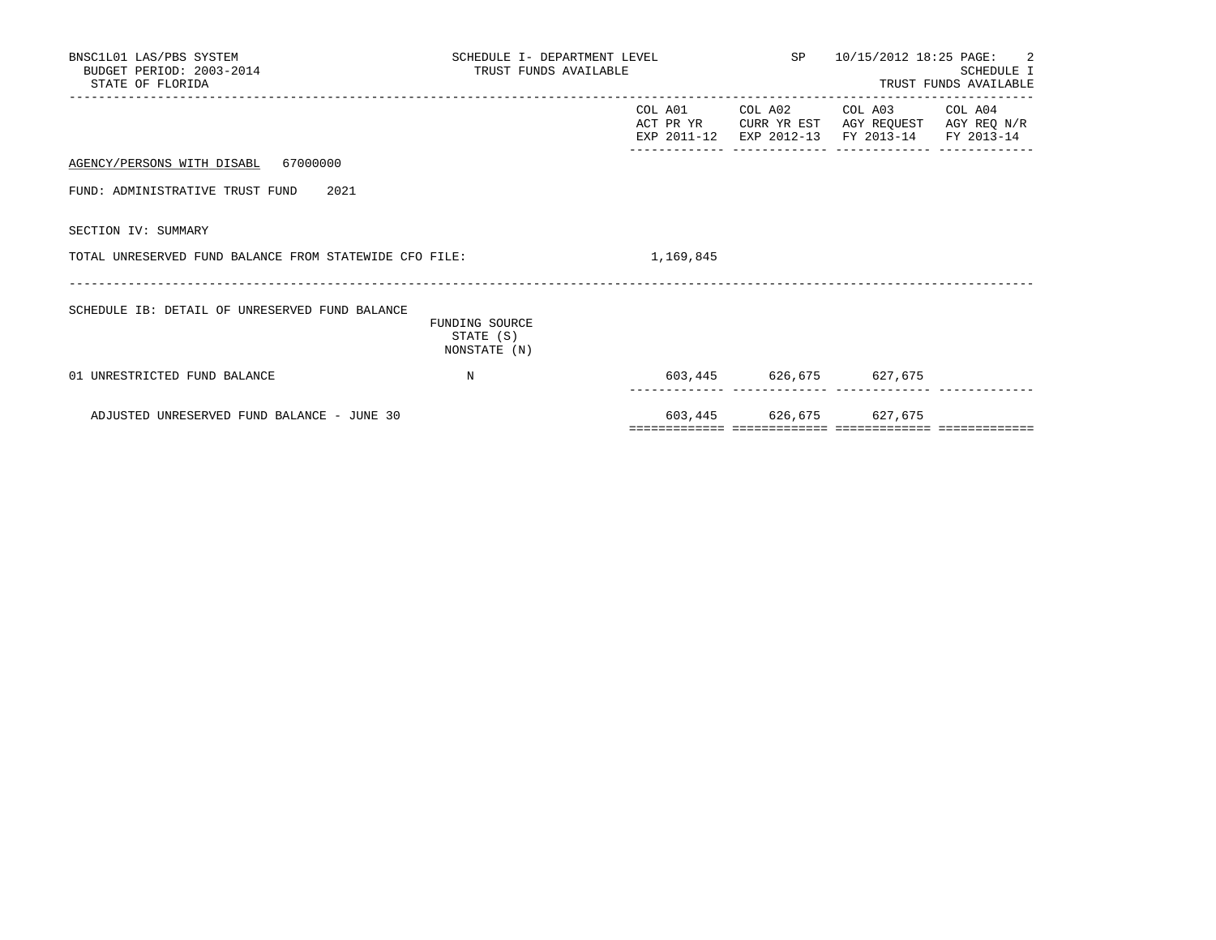BNSC1L01 LAS/PBS SYSTEM
BUDGET PERIOD: 2003-2014
STATE OF FLORIDA

SCHEDULE I- DEPARTMENT LEVEL
TRUST FUNDS AVAILABLE

SP 10/15/2012 18:25

SCHEDULE I
TRUST FUNDS AVAILABLE

AGENCY/PERSONS WITH DISABL 67000000

FUND: ADMINISTRATIVE TRUST FUND 2021

SECTION IV: SUMMARY

| | COL A01 ACT PR YR EXP 2011-12 | COL A02 CURR YR EST EXP 2012-13 | COL A03 AGY REQUEST FY 2013-14 | COL A04 AGY REQ N/R FY 2013-14 |
|---|---|---|---|---|
| TOTAL UNRESERVED FUND BALANCE FROM STATEWIDE CFO FILE: | 1,169,845 | | | |

SCHEDULE IB: DETAIL OF UNRESERVED FUND BALANCE

| | FUNDING SOURCE STATE (S) NONSTATE (N) | COL A01 ACT PR YR EXP 2011-12 | COL A02 CURR YR EST EXP 2012-13 | COL A03 AGY REQUEST FY 2013-14 | COL A04 AGY REQ N/R FY 2013-14 |
|---|---|---|---|---|---|
| 01 UNRESTRICTED FUND BALANCE | N | 603,445 | 626,675 | 627,675 | |
| ADJUSTED UNRESERVED FUND BALANCE - JUNE 30 | | 603,445 | 626,675 | 627,675 | |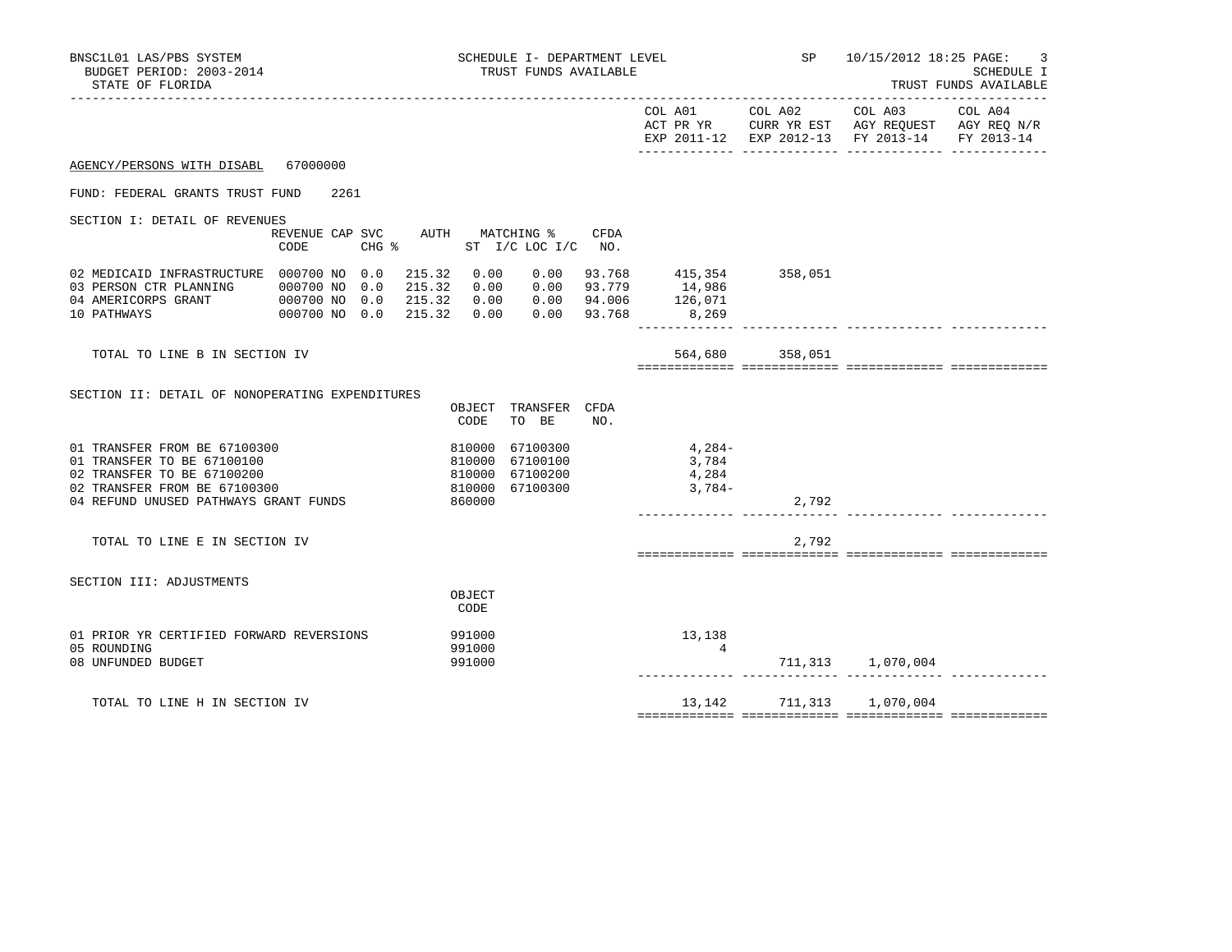BNSC1L01 LAS/PBS SYSTEM — SCHEDULE I- DEPARTMENT LEVEL — SP — 10/15/2012 18:25 PAGE: 3

BUDGET PERIOD: 2003-2014 — TRUST FUNDS AVAILABLE — SCHEDULE I

STATE OF FLORIDA — TRUST FUNDS AVAILABLE

AGENCY/PERSONS WITH DISABL 67000000

FUND: FEDERAL GRANTS TRUST FUND 2261

## SECTION I: DETAIL OF REVENUES

| | REVENUE CODE | CAP SVC CHG % | AUTH | MATCHING % ST | I/C LOC I/C | CFDA NO. | COL A01 ACT PR YR EXP 2011-12 | COL A02 CURR YR EST EXP 2012-13 | COL A03 AGY REQUEST FY 2013-14 | COL A04 AGY REQ N/R FY 2013-14 |
|---|---|---|---|---|---|---|---|---|---|---|
| 02 MEDICAID INFRASTRUCTURE | 000700 | NO 0.0 | 215.32 | 0.00 | 0.00 | 93.768 | 415,354 | 358,051 | | |
| 03 PERSON CTR PLANNING | 000700 | NO 0.0 | 215.32 | 0.00 | 0.00 | 93.779 | 14,986 | | | |
| 04 AMERICORPS GRANT | 000700 | NO 0.0 | 215.32 | 0.00 | 0.00 | 94.006 | 126,071 | | | |
| 10 PATHWAYS | 000700 | NO 0.0 | 215.32 | 0.00 | 0.00 | 93.768 | 8,269 | | | |
| TOTAL TO LINE B IN SECTION IV | | | | | | | 564,680 | 358,051 | | |

## SECTION II: DETAIL OF NONOPERATING EXPENDITURES

| | OBJECT CODE | TRANSFER TO BE | CFDA NO. | COL A01 ACT PR YR EXP 2011-12 | COL A02 CURR YR EST EXP 2012-13 | COL A03 AGY REQUEST FY 2013-14 | COL A04 AGY REQ N/R FY 2013-14 |
|---|---|---|---|---|---|---|---|
| 01 TRANSFER FROM BE 67100300 | 810000 | 67100300 | | 4,284- | | | |
| 01 TRANSFER TO BE 67100100 | 810000 | 67100100 | | 3,784 | | | |
| 02 TRANSFER TO BE 67100200 | 810000 | 67100200 | | 4,284 | | | |
| 02 TRANSFER FROM BE 67100300 | 810000 | 67100300 | | 3,784- | | | |
| 04 REFUND UNUSED PATHWAYS GRANT FUNDS | 860000 | | | | 2,792 | | |
| TOTAL TO LINE E IN SECTION IV | | | | | 2,792 | | |

## SECTION III: ADJUSTMENTS

| | OBJECT CODE | COL A01 ACT PR YR EXP 2011-12 | COL A02 CURR YR EST EXP 2012-13 | COL A03 AGY REQUEST FY 2013-14 | COL A04 AGY REQ N/R FY 2013-14 |
|---|---|---|---|---|---|
| 01 PRIOR YR CERTIFIED FORWARD REVERSIONS | 991000 | 13,138 | | | |
| 05 ROUNDING | 991000 | 4 | | | |
| 08 UNFUNDED BUDGET | 991000 | | 711,313 | 1,070,004 | |
| TOTAL TO LINE H IN SECTION IV | | 13,142 | 711,313 | 1,070,004 | |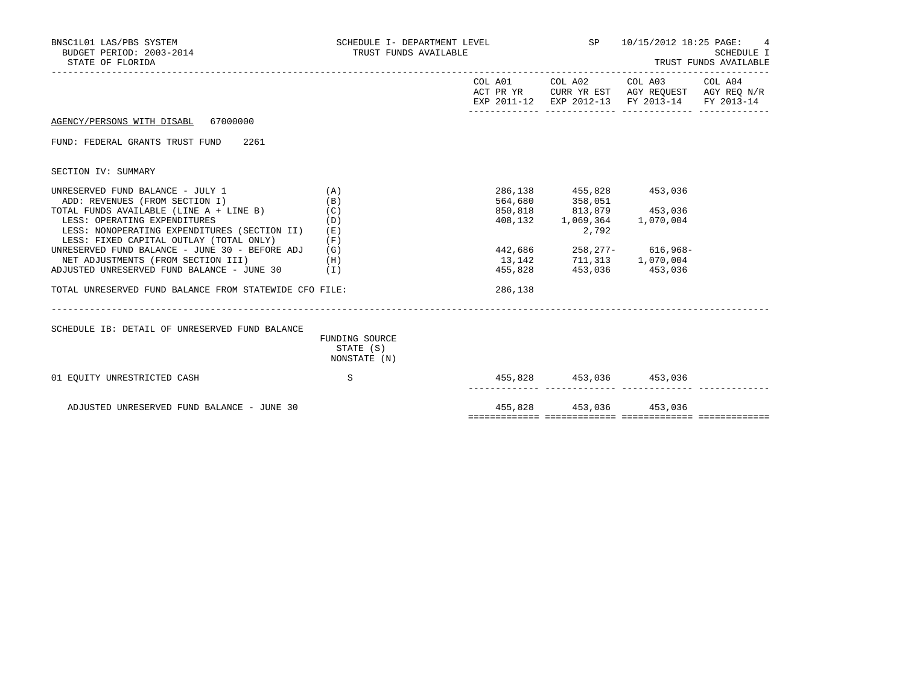BNSC1L01 LAS/PBS SYSTEM
BUDGET PERIOD: 2003-2014
STATE OF FLORIDA

SCHEDULE I- DEPARTMENT LEVEL
TRUST FUNDS AVAILABLE

SP 10/15/2012 18:25

SCHEDULE I
TRUST FUNDS AVAILABLE

AGENCY/PERSONS WITH DISABL 67000000

FUND: FEDERAL GRANTS TRUST FUND 2261

SECTION IV: SUMMARY

| | | COL A01 ACT PR YR EXP 2011-12 | COL A02 CURR YR EST EXP 2012-13 | COL A03 AGY REQUEST FY 2013-14 | COL A04 AGY REQ N/R FY 2013-14 |
|---|---|---|---|---|---|
| UNRESERVED FUND BALANCE - JULY 1 | (A) | 286,138 | 455,828 | 453,036 | |
| ADD: REVENUES (FROM SECTION I) | (B) | 564,680 | 358,051 | | |
| TOTAL FUNDS AVAILABLE (LINE A + LINE B) | (C) | 850,818 | 813,879 | 453,036 | |
| LESS: OPERATING EXPENDITURES | (D) | 408,132 | 1,069,364 | 1,070,004 | |
| LESS: NONOPERATING EXPENDITURES (SECTION II) | (E) | | 2,792 | | |
| LESS: FIXED CAPITAL OUTLAY (TOTAL ONLY) | (F) | | | | |
| UNRESERVED FUND BALANCE - JUNE 30 - BEFORE ADJ | (G) | 442,686 | 258,277- | 616,968- | |
| NET ADJUSTMENTS (FROM SECTION III) | (H) | 13,142 | 711,313 | 1,070,004 | |
| ADJUSTED UNRESERVED FUND BALANCE - JUNE 30 | (I) | 455,828 | 453,036 | 453,036 | |
| TOTAL UNRESERVED FUND BALANCE FROM STATEWIDE CFO FILE: | | 286,138 | | | |

SCHEDULE IB: DETAIL OF UNRESERVED FUND BALANCE

| | FUNDING SOURCE STATE (S) NONSTATE (N) | COL A01 | COL A02 | COL A03 | COL A04 |
|---|---|---|---|---|---|
| 01 EQUITY UNRESTRICTED CASH | S | 455,828 | 453,036 | 453,036 | |
| ADJUSTED UNRESERVED FUND BALANCE - JUNE 30 | | 455,828 | 453,036 | 453,036 | |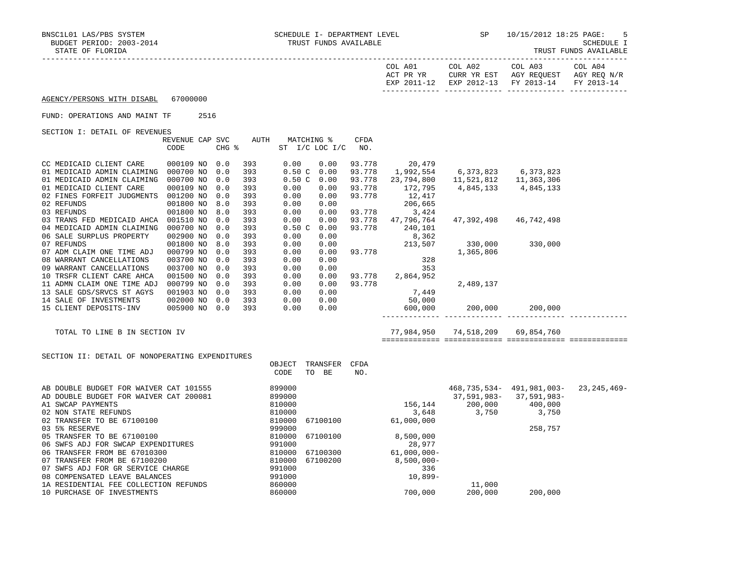BNSC1L01 LAS/PBS SYSTEM — SCHEDULE I- DEPARTMENT LEVEL — TRUST FUNDS AVAILABLE — SP 10/15/2012 18:25

BUDGET PERIOD: 2003-2014 — SCHEDULE I

STATE OF FLORIDA — TRUST FUNDS AVAILABLE

| | COL A01 ACT PR YR EXP 2011-12 | COL A02 CURR YR EST EXP 2012-13 | COL A03 AGY REQUEST FY 2013-14 | COL A04 AGY REQ N/R FY 2013-14 |
|---|---|---|---|---|

AGENCY/PERSONS WITH DISABL 67000000

FUND: OPERATIONS AND MAINT TF 2516

SECTION I: DETAIL OF REVENUES

| | REVENUE CODE | CAP | SVC CHG % | AUTH ST | MATCHING % I/C | LOC I/C | CFDA NO. | COL A01 | COL A02 | COL A03 | COL A04 |
|---|---|---|---|---|---|---|---|---|---|---|---|
| CC MEDICAID CLIENT CARE | 000109 | NO | 0.0 | 393 | 0.00 | 0.00 | 93.778 | 20,479 | | | |
| 01 MEDICAID ADMIN CLAIMING | 000700 | NO | 0.0 | 393 | 0.50 C | 0.00 | 93.778 | 1,992,554 | 6,373,823 | 6,373,823 | |
| 01 MEDICAID ADMIN CLAIMING | 000700 | NO | 0.0 | 393 | 0.50 C | 0.00 | 93.778 | 23,794,800 | 11,521,812 | 11,363,306 | |
| 01 MEDICAID CLIENT CARE | 000109 | NO | 0.0 | 393 | 0.00 | 0.00 | 93.778 | 172,795 | 4,845,133 | 4,845,133 | |
| 02 FINES FORFEIT JUDGMENTS | 001200 | NO | 0.0 | 393 | 0.00 | 0.00 | 93.778 | 12,417 | | | |
| 02 REFUNDS | 001800 | NO | 8.0 | 393 | 0.00 | 0.00 | | 206,665 | | | |
| 03 REFUNDS | 001800 | NO | 8.0 | 393 | 0.00 | 0.00 | 93.778 | 3,424 | | | |
| 03 TRANS FED MEDICAID AHCA | 001510 | NO | 0.0 | 393 | 0.00 | 0.00 | 93.778 | 47,796,764 | 47,392,498 | 46,742,498 | |
| 04 MEDICAID ADMIN CLAIMING | 000700 | NO | 0.0 | 393 | 0.50 C | 0.00 | 93.778 | 240,101 | | | |
| 06 SALE SURPLUS PROPERTY | 002900 | NO | 0.0 | 393 | 0.00 | 0.00 | | 8,362 | | | |
| 07 REFUNDS | 001800 | NO | 8.0 | 393 | 0.00 | 0.00 | | 213,507 | 330,000 | 330,000 | |
| 07 ADM CLAIM ONE TIME ADJ | 000799 | NO | 0.0 | 393 | 0.00 | 0.00 | 93.778 | | 1,365,806 | | |
| 08 WARRANT CANCELLATIONS | 003700 | NO | 0.0 | 393 | 0.00 | 0.00 | | 328 | | | |
| 09 WARRANT CANCELLATIONS | 003700 | NO | 0.0 | 393 | 0.00 | 0.00 | | 353 | | | |
| 10 TRSFR CLIENT CARE AHCA | 001500 | NO | 0.0 | 393 | 0.00 | 0.00 | 93.778 | 2,864,952 | | | |
| 11 ADMN CLAIM ONE TIME ADJ | 000799 | NO | 0.0 | 393 | 0.00 | 0.00 | 93.778 | | 2,489,137 | | |
| 13 SALE GDS/SRVCS ST AGYS | 001903 | NO | 0.0 | 393 | 0.00 | 0.00 | | 7,449 | | | |
| 14 SALE OF INVESTMENTS | 002000 | NO | 0.0 | 393 | 0.00 | 0.00 | | 50,000 | | | |
| 15 CLIENT DEPOSITS-INV | 005900 | NO | 0.0 | 393 | 0.00 | 0.00 | | 600,000 | 200,000 | 200,000 | |
| TOTAL TO LINE B IN SECTION IV | | | | | | | | 77,984,950 | 74,518,209 | 69,854,760 | |

SECTION II: DETAIL OF NONOPERATING EXPENDITURES

| | OBJECT CODE | TRANSFER TO BE | CFDA NO. | COL A01 | COL A02 | COL A03 | COL A04 |
|---|---|---|---|---|---|---|---|
| AB DOUBLE BUDGET FOR WAIVER CAT 101555 | 899000 | | | | 468,735,534- | 491,981,003- | 23,245,469- |
| AD DOUBLE BUDGET FOR WAIVER CAT 200081 | 899000 | | | | 37,591,983- | 37,591,983- | |
| A1 SWCAP PAYMENTS | 810000 | | | 156,144 | 200,000 | 400,000 | |
| 02 NON STATE REFUNDS | 810000 | | | 3,648 | 3,750 | 3,750 | |
| 02 TRANSFER TO BE 67100100 | 810000 | 67100100 | | 61,000,000 | | | |
| 03 5% RESERVE | 999000 | | | | | 258,757 | |
| 05 TRANSFER TO BE 67100100 | 810000 | 67100100 | | 8,500,000 | | | |
| 06 SWFS ADJ FOR SWCAP EXPENDITURES | 991000 | | | 28,977 | | | |
| 06 TRANSFER FROM BE 67010300 | 810000 | 67100300 | | 61,000,000- | | | |
| 07 TRANSFER FROM BE 67100200 | 810000 | 67100200 | | 8,500,000- | | | |
| 07 SWFS ADJ FOR GR SERVICE CHARGE | 991000 | | | 336 | | | |
| 08 COMPENSATED LEAVE BALANCES | 991000 | | | 10,899- | | | |
| 1A RESIDENTIAL FEE COLLECTION REFUNDS | 860000 | | | | 11,000 | | |
| 10 PURCHASE OF INVESTMENTS | 860000 | | | 700,000 | 200,000 | 200,000 | |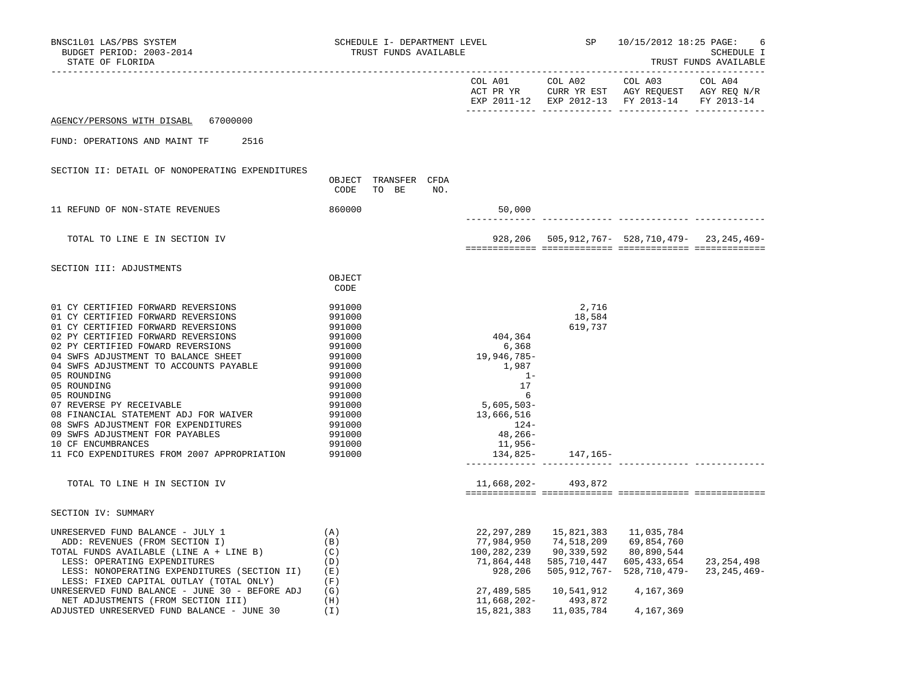BNSC1L01 LAS/PBS SYSTEM — SCHEDULE I- DEPARTMENT LEVEL — SP — 10/15/2012 18:25

BUDGET PERIOD: 2003-2014 — TRUST FUNDS AVAILABLE — SCHEDULE I

STATE OF FLORIDA — TRUST FUNDS AVAILABLE

AGENCY/PERSONS WITH DISABL 67000000

FUND: OPERATIONS AND MAINT TF 2516

## SECTION II: DETAIL OF NONOPERATING EXPENDITURES

| | OBJECT CODE | TRANSFER TO BE | CFDA NO. | COL A01 ACT PR YR EXP 2011-12 | COL A02 CURR YR EST EXP 2012-13 | COL A03 AGY REQUEST FY 2013-14 | COL A04 AGY REQ N/R FY 2013-14 |
|---|---|---|---|---|---|---|---|
| 11 REFUND OF NON-STATE REVENUES | 860000 | | | 50,000 | | | |
| TOTAL TO LINE E IN SECTION IV | | | | 928,206 | 505,912,767- | 528,710,479- | 23,245,469- |

## SECTION III: ADJUSTMENTS

| | OBJECT CODE | COL A01 ACT PR YR EXP 2011-12 | COL A02 CURR YR EST EXP 2012-13 | COL A03 AGY REQUEST FY 2013-14 | COL A04 AGY REQ N/R FY 2013-14 |
|---|---|---|---|---|---|
| 01 CY CERTIFIED FORWARD REVERSIONS | 991000 | | 2,716 | | |
| 01 CY CERTIFIED FORWARD REVERSIONS | 991000 | | 18,584 | | |
| 01 CY CERTIFIED FORWARD REVERSIONS | 991000 | | 619,737 | | |
| 02 PY CERTIFIED FORWARD REVERSIONS | 991000 | 404,364 | | | |
| 02 PY CERTIFIED FOWARD REVERSIONS | 991000 | 6,368 | | | |
| 04 SWFS ADJUSTMENT TO BALANCE SHEET | 991000 | 19,946,785- | | | |
| 04 SWFS ADJUSTMENT TO ACCOUNTS PAYABLE | 991000 | 1,987 | | | |
| 05 ROUNDING | 991000 | 1- | | | |
| 05 ROUNDING | 991000 | 17 | | | |
| 05 ROUNDING | 991000 | 6 | | | |
| 07 REVERSE PY RECEIVABLE | 991000 | 5,605,503- | | | |
| 08 FINANCIAL STATEMENT ADJ FOR WAIVER | 991000 | 13,666,516 | | | |
| 08 SWFS ADJUSTMENT FOR EXPENDITURES | 991000 | 124- | | | |
| 09 SWFS ADJUSTMENT FOR PAYABLES | 991000 | 48,266- | | | |
| 10 CF ENCUMBRANCES | 991000 | 11,956- | | | |
| 11 FCO EXPENDITURES FROM 2007 APPROPRIATION | 991000 | 134,825- | 147,165- | | |
| TOTAL TO LINE H IN SECTION IV | | 11,668,202- | 493,872 | | |

## SECTION IV: SUMMARY

| | | COL A01 ACT PR YR EXP 2011-12 | COL A02 CURR YR EST EXP 2012-13 | COL A03 AGY REQUEST FY 2013-14 | COL A04 AGY REQ N/R FY 2013-14 |
|---|---|---|---|---|---|
| UNRESERVED FUND BALANCE - JULY 1 | (A) | 22,297,289 | 15,821,383 | 11,035,784 | |
| ADD: REVENUES (FROM SECTION I) | (B) | 77,984,950 | 74,518,209 | 69,854,760 | |
| TOTAL FUNDS AVAILABLE (LINE A + LINE B) | (C) | 100,282,239 | 90,339,592 | 80,890,544 | |
| LESS: OPERATING EXPENDITURES | (D) | 71,864,448 | 585,710,447 | 605,433,654 | 23,254,498 |
| LESS: NONOPERATING EXPENDITURES (SECTION II) | (E) | 928,206 | 505,912,767- | 528,710,479- | 23,245,469- |
| LESS: FIXED CAPITAL OUTLAY (TOTAL ONLY) | (F) | | | | |
| UNRESERVED FUND BALANCE - JUNE 30 - BEFORE ADJ | (G) | 27,489,585 | 10,541,912 | 4,167,369 | |
| NET ADJUSTMENTS (FROM SECTION III) | (H) | 11,668,202- | 493,872 | | |
| ADJUSTED UNRESERVED FUND BALANCE - JUNE 30 | (I) | 15,821,383 | 11,035,784 | 4,167,369 | |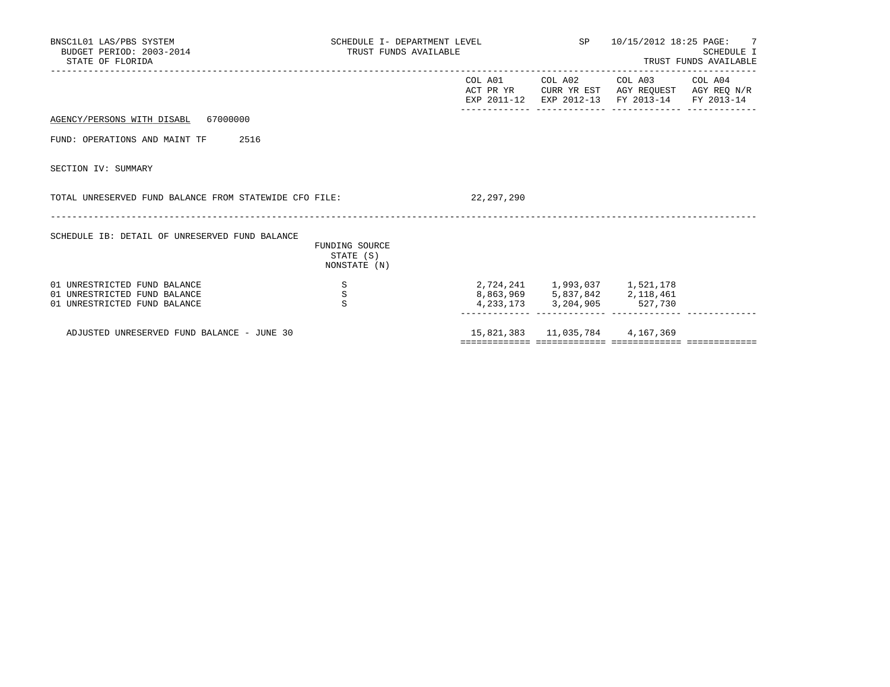BNSC1L01 LAS/PBS SYSTEM — SCHEDULE I- DEPARTMENT LEVEL — SP — 10/15/2012 18:25

BUDGET PERIOD: 2003-2014 — TRUST FUNDS AVAILABLE — SCHEDULE I

STATE OF FLORIDA — TRUST FUNDS AVAILABLE

| | | COL A01 ACT PR YR EXP 2011-12 | COL A02 CURR YR EST EXP 2012-13 | COL A03 AGY REQUEST FY 2013-14 | COL A04 AGY REQ N/R FY 2013-14 |
|---|---|---|---|---|---|

AGENCY/PERSONS WITH DISABL 67000000

FUND: OPERATIONS AND MAINT TF 2516

SECTION IV: SUMMARY

| | | COL A01 | COL A02 | COL A03 | COL A04 |
|---|---|---|---|---|---|
| TOTAL UNRESERVED FUND BALANCE FROM STATEWIDE CFO FILE: | | 22,297,290 | | | |

SCHEDULE IB: DETAIL OF UNRESERVED FUND BALANCE

| | FUNDING SOURCE STATE (S) NONSTATE (N) | COL A01 | COL A02 | COL A03 | COL A04 |
|---|---|---|---|---|---|
| 01 UNRESTRICTED FUND BALANCE | S | 2,724,241 | 1,993,037 | 1,521,178 | |
| 01 UNRESTRICTED FUND BALANCE | S | 8,863,969 | 5,837,842 | 2,118,461 | |
| 01 UNRESTRICTED FUND BALANCE | S | 4,233,173 | 3,204,905 | 527,730 | |
| ADJUSTED UNRESERVED FUND BALANCE - JUNE 30 | | 15,821,383 | 11,035,784 | 4,167,369 | |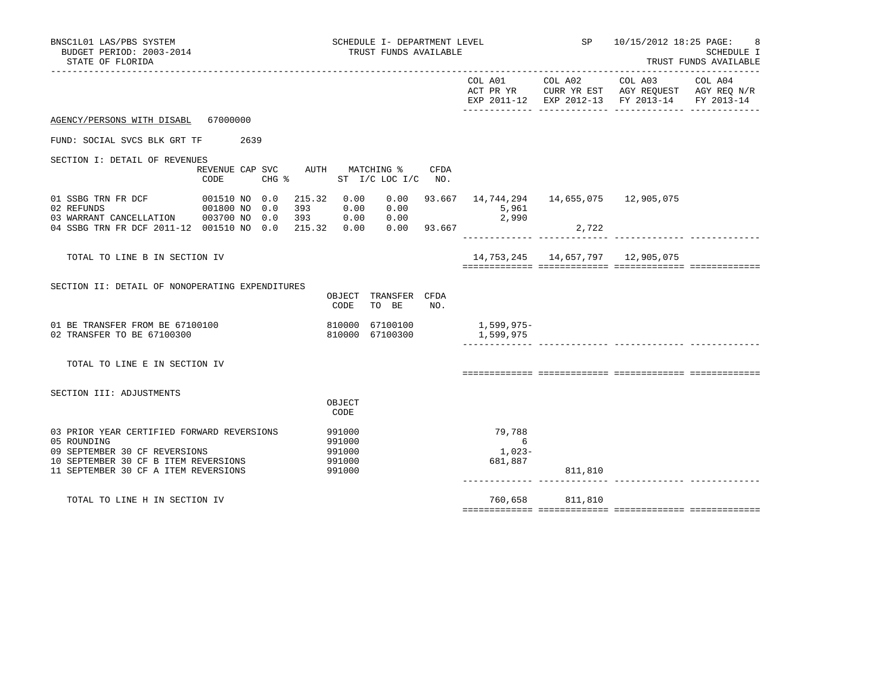BNSC1L01 LAS/PBS SYSTEM — SCHEDULE I- DEPARTMENT LEVEL — SP 10/15/2012 18:25

BUDGET PERIOD: 2003-2014 — TRUST FUNDS AVAILABLE — SCHEDULE I

STATE OF FLORIDA — TRUST FUNDS AVAILABLE

AGENCY/PERSONS WITH DISABL 67000000

FUND: SOCIAL SVCS BLK GRT TF 2639

## SECTION I: DETAIL OF REVENUES

| | REVENUE CODE | CAP | SVC CHG % | AUTH ST | MATCHING % I/C | MATCHING % LOC I/C | CFDA NO. | COL A01 ACT PR YR EXP 2011-12 | COL A02 CURR YR EST EXP 2012-13 | COL A03 AGY REQUEST FY 2013-14 | COL A04 AGY REQ N/R FY 2013-14 |
|---|---|---|---|---|---|---|---|---|---|---|---|
| 01 SSBG TRN FR DCF | 001510 | NO | 0.0 | 215.32 | 0.00 | 0.00 | 93.667 | 14,744,294 | 14,655,075 | 12,905,075 | |
| 02 REFUNDS | 001800 | NO | 0.0 | 393 | 0.00 | 0.00 | | 5,961 | | | |
| 03 WARRANT CANCELLATION | 003700 | NO | 0.0 | 393 | 0.00 | 0.00 | | 2,990 | | | |
| 04 SSBG TRN FR DCF 2011-12 | 001510 | NO | 0.0 | 215.32 | 0.00 | 0.00 | 93.667 | | 2,722 | | |
| TOTAL TO LINE B IN SECTION IV | | | | | | | | 14,753,245 | 14,657,797 | 12,905,075 | |

## SECTION II: DETAIL OF NONOPERATING EXPENDITURES

| | OBJECT CODE | TRANSFER TO BE | CFDA NO. | COL A01 | COL A02 | COL A03 | COL A04 |
|---|---|---|---|---|---|---|---|
| 01 BE TRANSFER FROM BE 67100100 | 810000 | 67100100 | | 1,599,975- | | | |
| 02 TRANSFER TO BE 67100300 | 810000 | 67100300 | | 1,599,975 | | | |
| TOTAL TO LINE E IN SECTION IV | | | | | | | |

## SECTION III: ADJUSTMENTS

| | OBJECT CODE | COL A01 | COL A02 | COL A03 | COL A04 |
|---|---|---|---|---|---|
| 03 PRIOR YEAR CERTIFIED FORWARD REVERSIONS | 991000 | 79,788 | | | |
| 05 ROUNDING | 991000 | 6 | | | |
| 09 SEPTEMBER 30 CF REVERSIONS | 991000 | 1,023- | | | |
| 10 SEPTEMBER 30 CF B ITEM REVERSIONS | 991000 | 681,887 | | | |
| 11 SEPTEMBER 30 CF A ITEM REVERSIONS | 991000 | | 811,810 | | |
| TOTAL TO LINE H IN SECTION IV | | 760,658 | 811,810 | | |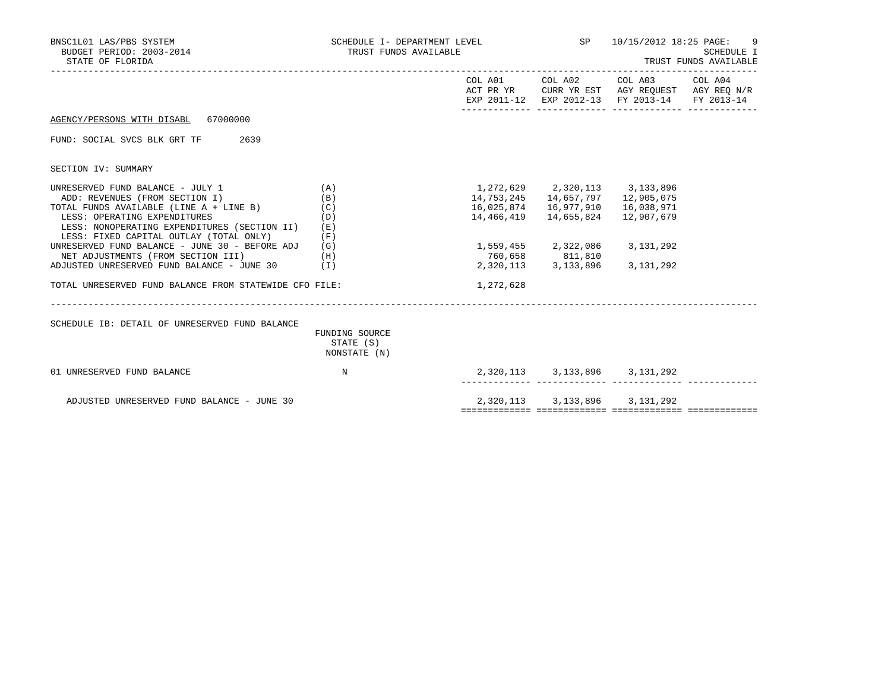BNSC1L01 LAS/PBS SYSTEM
BUDGET PERIOD: 2003-2014
STATE OF FLORIDA

SCHEDULE I- DEPARTMENT LEVEL
TRUST FUNDS AVAILABLE

SP 10/15/2012 18:25

SCHEDULE I
TRUST FUNDS AVAILABLE

AGENCY/PERSONS WITH DISABL 67000000

FUND: SOCIAL SVCS BLK GRT TF 2639

SECTION IV: SUMMARY

| | | COL A01 ACT PR YR EXP 2011-12 | COL A02 CURR YR EST EXP 2012-13 | COL A03 AGY REQUEST FY 2013-14 | COL A04 AGY REQ N/R FY 2013-14 |
|---|---|---|---|---|---|
| UNRESERVED FUND BALANCE - JULY 1 | (A) | 1,272,629 | 2,320,113 | 3,133,896 | |
| ADD: REVENUES (FROM SECTION I) | (B) | 14,753,245 | 14,657,797 | 12,905,075 | |
| TOTAL FUNDS AVAILABLE (LINE A + LINE B) | (C) | 16,025,874 | 16,977,910 | 16,038,971 | |
| LESS: OPERATING EXPENDITURES | (D) | 14,466,419 | 14,655,824 | 12,907,679 | |
| LESS: NONOPERATING EXPENDITURES (SECTION II) | (E) | | | | |
| LESS: FIXED CAPITAL OUTLAY (TOTAL ONLY) | (F) | | | | |
| UNRESERVED FUND BALANCE - JUNE 30 - BEFORE ADJ | (G) | 1,559,455 | 2,322,086 | 3,131,292 | |
| NET ADJUSTMENTS (FROM SECTION III) | (H) | 760,658 | 811,810 | | |
| ADJUSTED UNRESERVED FUND BALANCE - JUNE 30 | (I) | 2,320,113 | 3,133,896 | 3,131,292 | |
| TOTAL UNRESERVED FUND BALANCE FROM STATEWIDE CFO FILE: | | 1,272,628 | | | |

SCHEDULE IB: DETAIL OF UNRESERVED FUND BALANCE

| | FUNDING SOURCE STATE (S) NONSTATE (N) | COL A01 | COL A02 | COL A03 | COL A04 |
|---|---|---|---|---|---|
| 01 UNRESERVED FUND BALANCE | N | 2,320,113 | 3,133,896 | 3,131,292 | |
| ADJUSTED UNRESERVED FUND BALANCE - JUNE 30 | | 2,320,113 | 3,133,896 | 3,131,292 | |